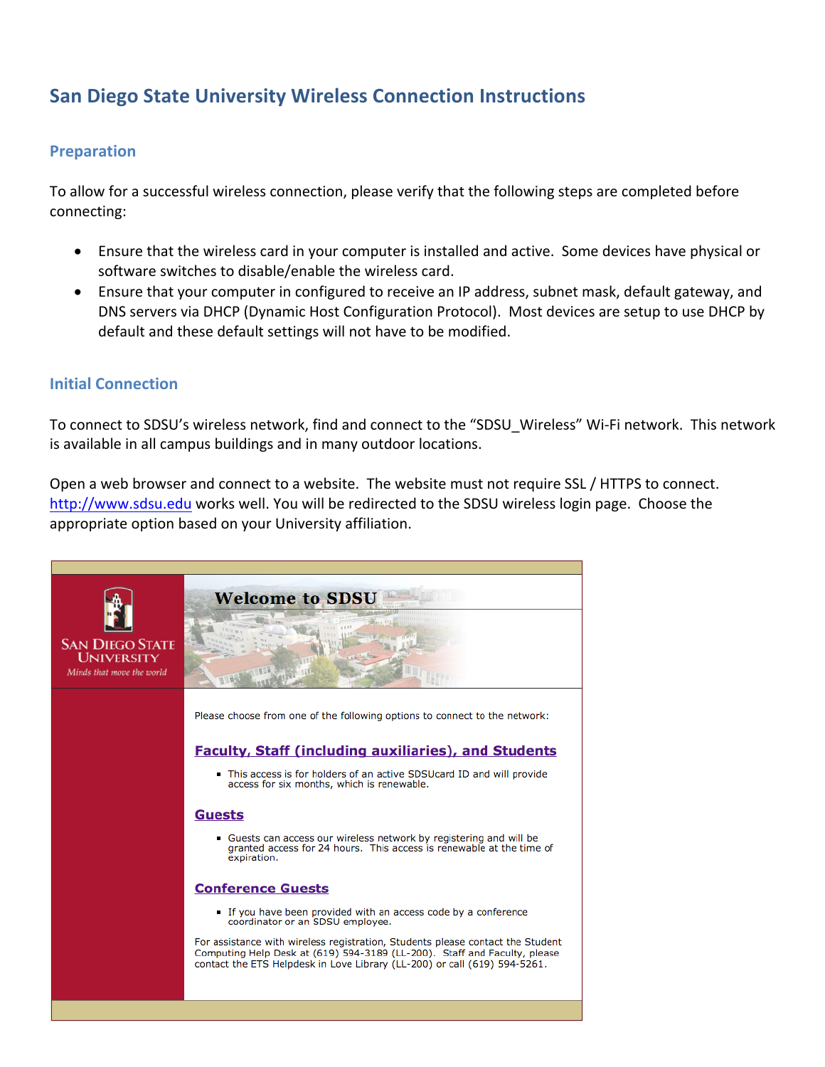# San Diego State University Wireless Connection Instructions

## Preparation

To allow for a successful wireless connection, please verify that the following steps are completed before connecting:

- Ensure that the wireless card in your computer is installed and active. Some devices have physical or software switches to disable/enable the wireless card.
- Ensure that your computer in configured to receive an IP address, subnet mask, default gateway, and DNS servers via DHCP (Dynamic Host Configuration Protocol). Most devices are setup to use DHCP by default and these default settings will not have to be modified.

## Initial Connection

To connect to SDSU's wireless network, find and connect to the "SDSU_Wireless" Wi-Fi network. This network is available in all campus buildings and in many outdoor locations.

Open a web browser and connect to a website. The website must not require SSL / HTTPS to connect. http://www.sdsu.edu works well. You will be redirected to the SDSU wireless login page. Choose the appropriate option based on your University affiliation.

SAN DIEGO STATE UNIVERSITY
*Minds that move the world*

**Welcome to SDSU**

Please choose from one of the following options to connect to the network:

**Faculty, Staff (including auxiliaries), and Students**

- This access is for holders of an active SDSUcard ID and will provide access for six months, which is renewable.

**Guests**

- Guests can access our wireless network by registering and will be granted access for 24 hours. This access is renewable at the time of expiration.

**Conference Guests**

- If you have been provided with an access code by a conference coordinator or an SDSU employee.

For assistance with wireless registration, Students please contact the Student Computing Help Desk at (619) 594-3189 (LL-200). Staff and Faculty, please contact the ETS Helpdesk in Love Library (LL-200) or call (619) 594-5261.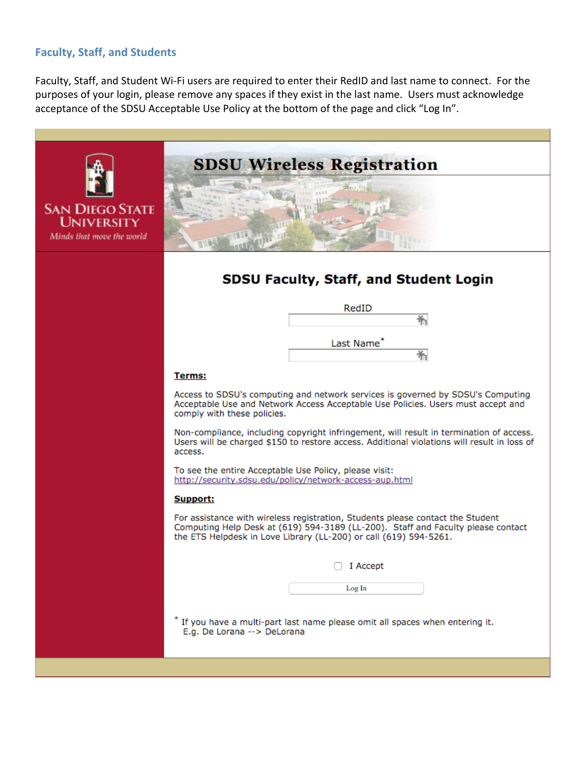## Faculty, Staff, and Students

Faculty, Staff, and Student Wi-Fi users are required to enter their RedID and last name to connect. For the purposes of your login, please remove any spaces if they exist in the last name. Users must acknowledge acceptance of the SDSU Acceptable Use Policy at the bottom of the page and click “Log In”.

San Diego State University

*Minds that move the world*

# SDSU Wireless Registration

## SDSU Faculty, Staff, and Student Login

RedID

Last Name*

**Terms:**

Access to SDSU's computing and network services is governed by SDSU's Computing Acceptable Use and Network Access Acceptable Use Policies. Users must accept and comply with these policies.

Non-compliance, including copyright infringement, will result in termination of access. Users will be charged $150 to restore access. Additional violations will result in loss of access.

To see the entire Acceptable Use Policy, please visit:
http://security.sdsu.edu/policy/network-access-aup.html

**Support:**

For assistance with wireless registration, Students please contact the Student Computing Help Desk at (619) 594-3189 (LL-200). Staff and Faculty please contact the ETS Helpdesk in Love Library (LL-200) or call (619) 594-5261.

I Accept

Log In

* If you have a multi-part last name please omit all spaces when entering it.
E.g. De Lorana --> DeLorana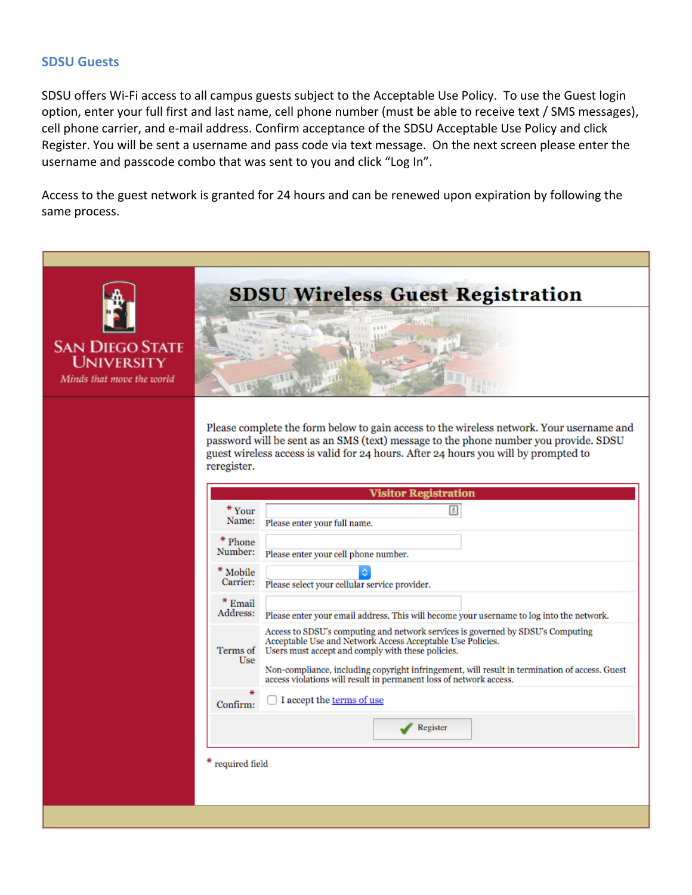## SDSU Guests

SDSU offers Wi-Fi access to all campus guests subject to the Acceptable Use Policy. To use the Guest login option, enter your full first and last name, cell phone number (must be able to receive text / SMS messages), cell phone carrier, and e-mail address. Confirm acceptance of the SDSU Acceptable Use Policy and click Register. You will be sent a username and pass code via text message. On the next screen please enter the username and passcode combo that was sent to you and click "Log In".

Access to the guest network is granted for 24 hours and can be renewed upon expiration by following the same process.

SAN DIEGO STATE UNIVERSITY

*Minds that move the world*

# SDSU Wireless Guest Registration

Please complete the form below to gain access to the wireless network. Your username and password will be sent as an SMS (text) message to the phone number you provide. SDSU guest wireless access is valid for 24 hours. After 24 hours you will by prompted to reregister.

| Visitor Registration | |
|---|---|
| * Your Name: | Please enter your full name. |
| * Phone Number: | Please enter your cell phone number. |
| * Mobile Carrier: | Please select your cellular service provider. |
| * Email Address: | Please enter your email address. This will become your username to log into the network. |
| Terms of Use | Access to SDSU's computing and network services is governed by SDSU's Computing Acceptable Use and Network Access Acceptable Use Policies. Users must accept and comply with these policies. Non-compliance, including copyright infringement, will result in termination of access. Guest access violations will result in permanent loss of network access. |
| * Confirm: | ☐ I accept the terms of use |
| | Register |

* required field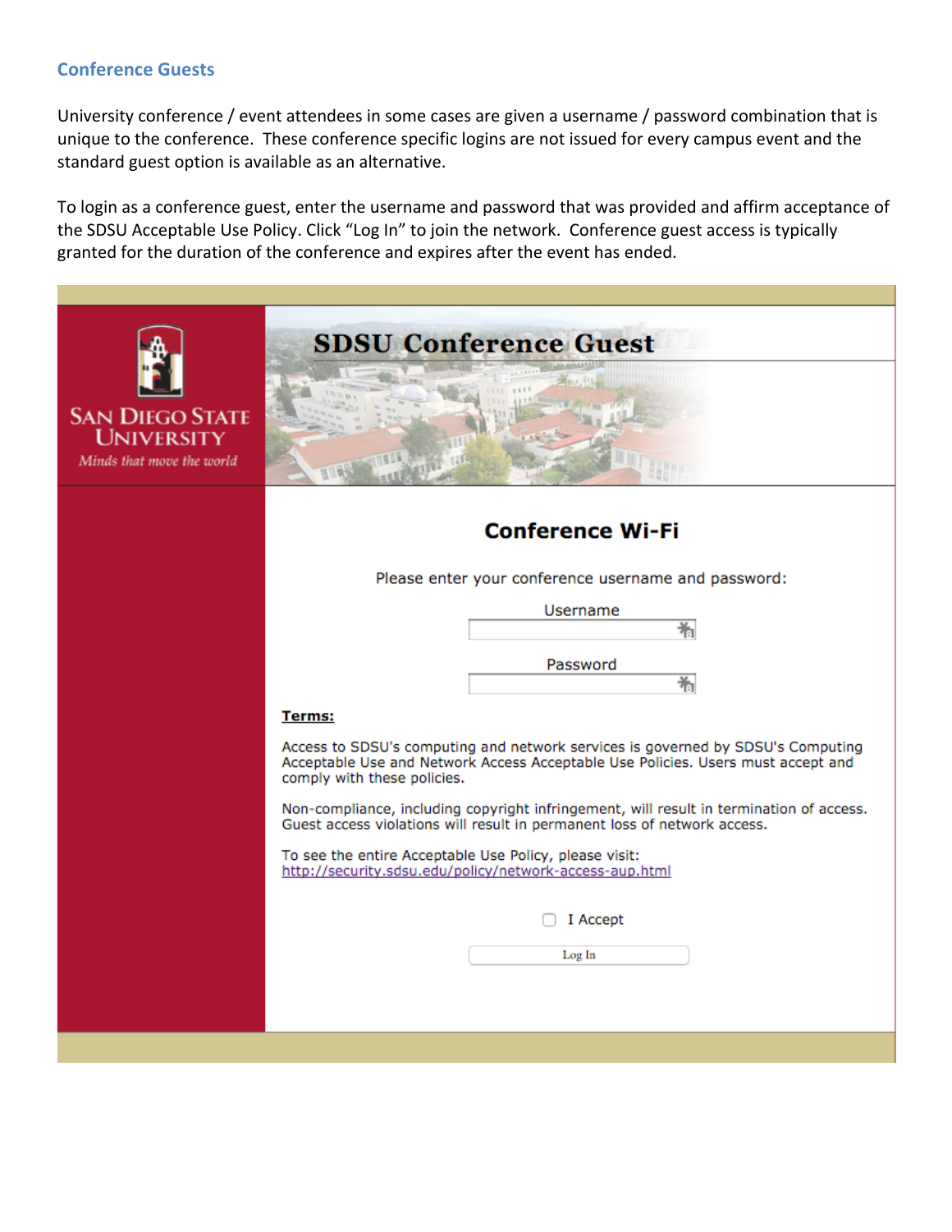## Conference Guests

University conference / event attendees in some cases are given a username / password combination that is unique to the conference. These conference specific logins are not issued for every campus event and the standard guest option is available as an alternative.

To login as a conference guest, enter the username and password that was provided and affirm acceptance of the SDSU Acceptable Use Policy. Click "Log In" to join the network. Conference guest access is typically granted for the duration of the conference and expires after the event has ended.

SAN DIEGO STATE UNIVERSITY

*Minds that move the world*

**SDSU Conference Guest**

### Conference Wi-Fi

Please enter your conference username and password:

Username

Password

**Terms:**

Access to SDSU's computing and network services is governed by SDSU's Computing Acceptable Use and Network Access Acceptable Use Policies. Users must accept and comply with these policies.

Non-compliance, including copyright infringement, will result in termination of access. Guest access violations will result in permanent loss of network access.

To see the entire Acceptable Use Policy, please visit:
http://security.sdsu.edu/policy/network-access-aup.html

☐ I Accept

Log In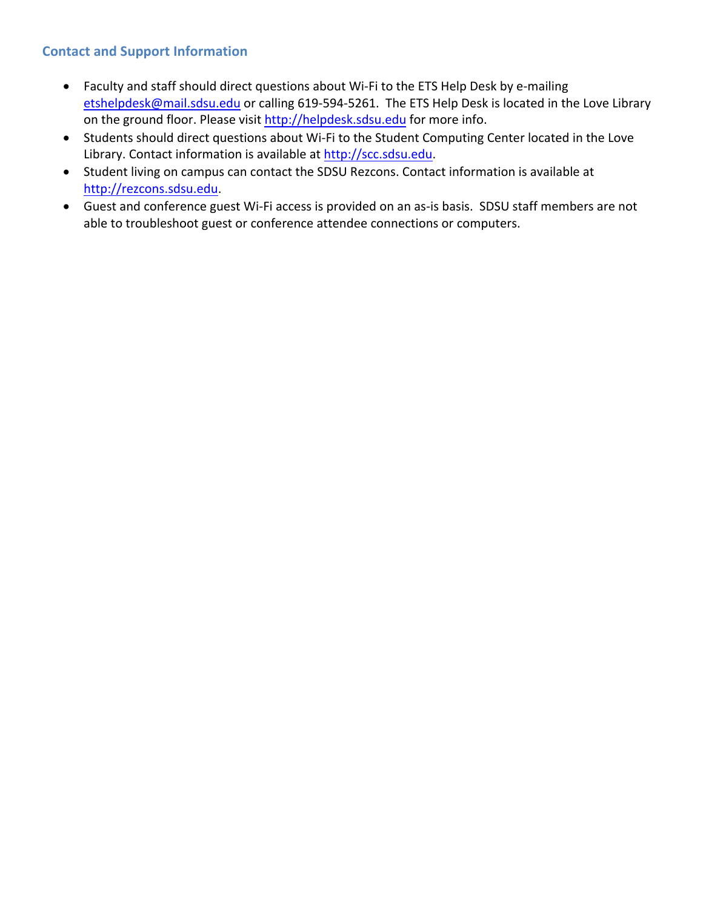## Contact and Support Information

- Faculty and staff should direct questions about Wi-Fi to the ETS Help Desk by e-mailing etshelpdesk@mail.sdsu.edu or calling 619-594-5261. The ETS Help Desk is located in the Love Library on the ground floor. Please visit http://helpdesk.sdsu.edu for more info.
- Students should direct questions about Wi-Fi to the Student Computing Center located in the Love Library. Contact information is available at http://scc.sdsu.edu.
- Student living on campus can contact the SDSU Rezcons. Contact information is available at http://rezcons.sdsu.edu.
- Guest and conference guest Wi-Fi access is provided on an as-is basis. SDSU staff members are not able to troubleshoot guest or conference attendee connections or computers.